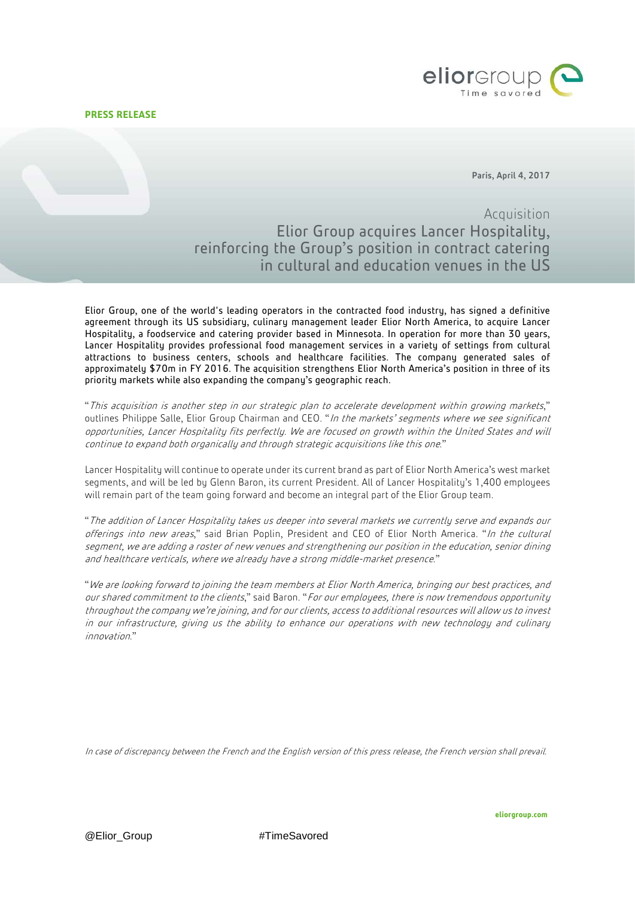**PRESS RELEASE**

Paris, April 4, 2017

Acquisition

# Elior Group acquires Lancer Hospitality, reinforcing the Group's position in contract catering in cultural and education venues in the US

Elior Group, one of the world's leading operators in the contracted food industry, has signed a definitive agreement through its US subsidiary, culinary management leader Elior North America, to acquire Lancer Hospitality, a foodservice and catering provider based in Minnesota. In operation for more than 30 years, Lancer Hospitality provides professional food management services in a variety of settings from cultural attractions to business centers, schools and healthcare facilities. The company generated sales of approximately $70m in FY 2016. The acquisition strengthens Elior North America's position in three of its priority markets while also expanding the company's geographic reach.

"*This acquisition is another step in our strategic plan to accelerate development within growing markets*," outlines Philippe Salle, Elior Group Chairman and CEO. "*In the markets' segments where we see significant opportunities, Lancer Hospitality fits perfectly. We are focused on growth within the United States and will continue to expand both organically and through strategic acquisitions like this one.*"

Lancer Hospitality will continue to operate under its current brand as part of Elior North America's west market segments, and will be led by Glenn Baron, its current President. All of Lancer Hospitality's 1,400 employees will remain part of the team going forward and become an integral part of the Elior Group team.

"*The addition of Lancer Hospitality takes us deeper into several markets we currently serve and expands our offerings into new areas*," said Brian Poplin, President and CEO of Elior North America. "*In the cultural segment, we are adding a roster of new venues and strengthening our position in the education, senior dining and healthcare verticals, where we already have a strong middle-market presence.*"

"*We are looking forward to joining the team members at Elior North America, bringing our best practices, and our shared commitment to the clients*," said Baron. "*For our employees, there is now tremendous opportunity throughout the company we're joining, and for our clients, access to additional resources will allow us to invest in our infrastructure, giving us the ability to enhance our operations with new technology and culinary innovation.*"

*In case of discrepancy between the French and the English version of this press release, the French version shall prevail.*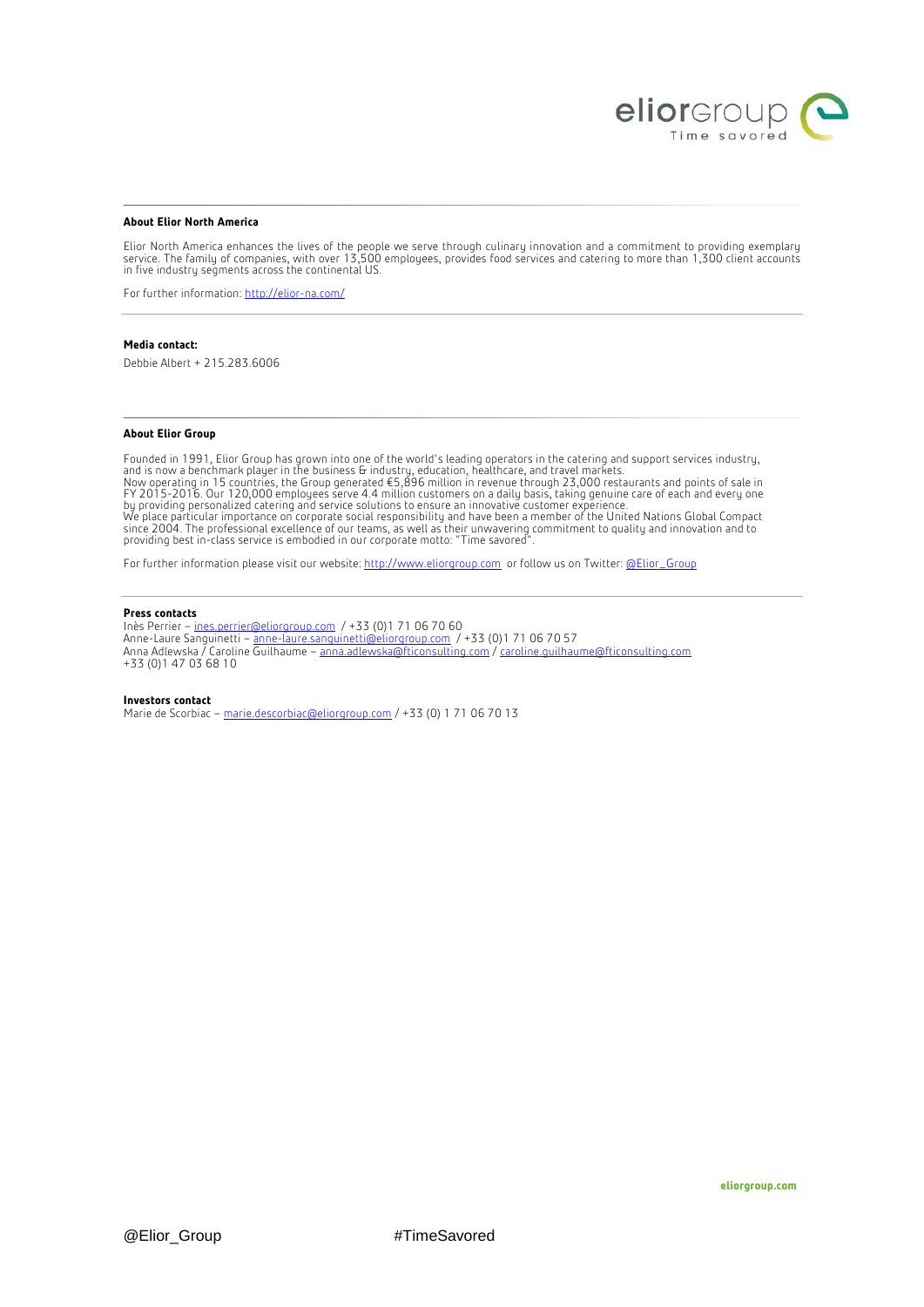### About Elior North America

Elior North America enhances the lives of the people we serve through culinary innovation and a commitment to providing exemplary service. The family of companies, with over 13,500 employees, provides food services and catering to more than 1,300 client accounts in five industry segments across the continental US.

For further information: http://elior-na.com/

---

**Media contact:**

Debbie Albert + 215.283.6006

---

### About Elior Group

Founded in 1991, Elior Group has grown into one of the world's leading operators in the catering and support services industry, and is now a benchmark player in the business & industry, education, healthcare, and travel markets.
Now operating in 15 countries, the Group generated €5,896 million in revenue through 23,000 restaurants and points of sale in FY 2015-2016. Our 120,000 employees serve 4.4 million customers on a daily basis, taking genuine care of each and every one by providing personalized catering and service solutions to ensure an innovative customer experience.
We place particular importance on corporate social responsibility and have been a member of the United Nations Global Compact since 2004. The professional excellence of our teams, as well as their unwavering commitment to quality and innovation and to providing best in-class service is embodied in our corporate motto: "Time savored".

For further information please visit our website: http://www.eliorgroup.com or follow us on Twitter: @Elior_Group

---

**Press contacts**
Inès Perrier – ines.perrier@eliorgroup.com / +33 (0)1 71 06 70 60
Anne-Laure Sanguinetti – anne-laure.sanguinetti@eliorgroup.com / +33 (0)1 71 06 70 57
Anna Adlewska / Caroline Guilhaume – anna.adlewska@fticonsulting.com / caroline.guilhaume@fticonsulting.com
+33 (0)1 47 03 68 10

**Investors contact**
Marie de Scorbiac – marie.descorbiac@eliorgroup.com / +33 (0) 1 71 06 70 13

eliorgroup.com

@Elior_Group #TimeSavored